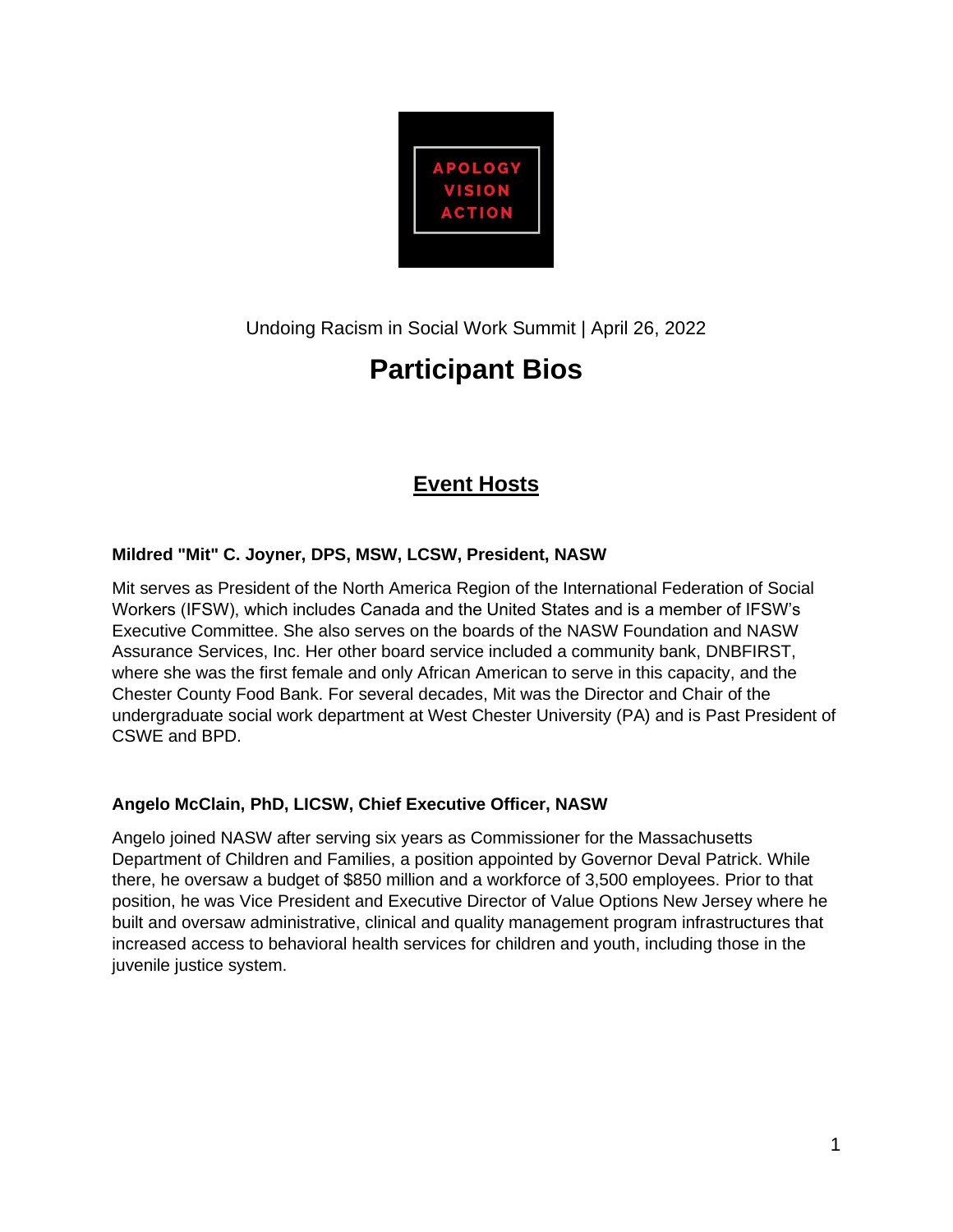APOLOGY
VISION
ACTION

Undoing Racism in Social Work Summit | April 26, 2022

# Participant Bios

## Event Hosts

**Mildred "Mit" C. Joyner, DPS, MSW, LCSW, President, NASW**

Mit serves as President of the North America Region of the International Federation of Social Workers (IFSW), which includes Canada and the United States and is a member of IFSW's Executive Committee. She also serves on the boards of the NASW Foundation and NASW Assurance Services, Inc. Her other board service included a community bank, DNBFIRST, where she was the first female and only African American to serve in this capacity, and the Chester County Food Bank. For several decades, Mit was the Director and Chair of the undergraduate social work department at West Chester University (PA) and is Past President of CSWE and BPD.

**Angelo McClain, PhD, LICSW, Chief Executive Officer, NASW**

Angelo joined NASW after serving six years as Commissioner for the Massachusetts Department of Children and Families, a position appointed by Governor Deval Patrick. While there, he oversaw a budget of $850 million and a workforce of 3,500 employees. Prior to that position, he was Vice President and Executive Director of Value Options New Jersey where he built and oversaw administrative, clinical and quality management program infrastructures that increased access to behavioral health services for children and youth, including those in the juvenile justice system.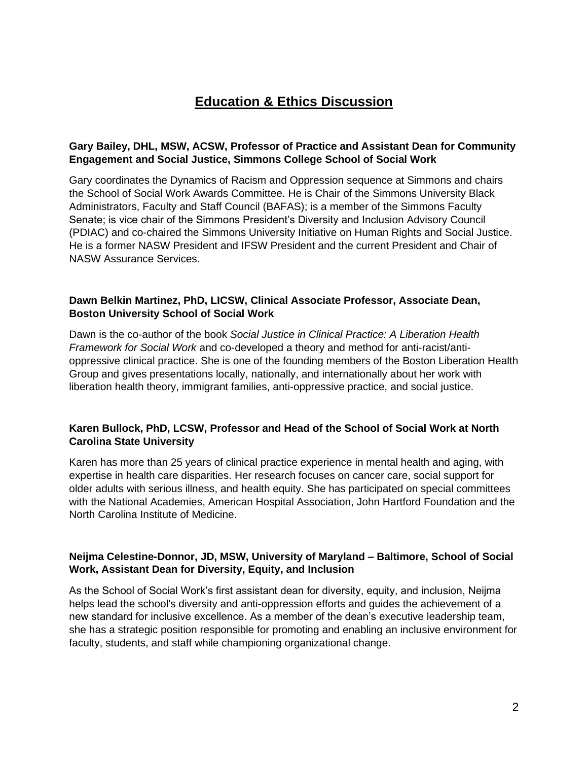# Education & Ethics Discussion

**Gary Bailey, DHL, MSW, ACSW, Professor of Practice and Assistant Dean for Community Engagement and Social Justice, Simmons College School of Social Work**

Gary coordinates the Dynamics of Racism and Oppression sequence at Simmons and chairs the School of Social Work Awards Committee. He is Chair of the Simmons University Black Administrators, Faculty and Staff Council (BAFAS); is a member of the Simmons Faculty Senate; is vice chair of the Simmons President's Diversity and Inclusion Advisory Council (PDIAC) and co-chaired the Simmons University Initiative on Human Rights and Social Justice. He is a former NASW President and IFSW President and the current President and Chair of NASW Assurance Services.

**Dawn Belkin Martinez, PhD, LICSW, Clinical Associate Professor, Associate Dean, Boston University School of Social Work**

Dawn is the co-author of the book *Social Justice in Clinical Practice: A Liberation Health Framework for Social Work* and co-developed a theory and method for anti-racist/anti-oppressive clinical practice. She is one of the founding members of the Boston Liberation Health Group and gives presentations locally, nationally, and internationally about her work with liberation health theory, immigrant families, anti-oppressive practice, and social justice.

**Karen Bullock, PhD, LCSW, Professor and Head of the School of Social Work at North Carolina State University**

Karen has more than 25 years of clinical practice experience in mental health and aging, with expertise in health care disparities. Her research focuses on cancer care, social support for older adults with serious illness, and health equity. She has participated on special committees with the National Academies, American Hospital Association, John Hartford Foundation and the North Carolina Institute of Medicine.

**Neijma Celestine-Donnor, JD, MSW, University of Maryland – Baltimore, School of Social Work, Assistant Dean for Diversity, Equity, and Inclusion**

As the School of Social Work's first assistant dean for diversity, equity, and inclusion, Neijma helps lead the school's diversity and anti-oppression efforts and guides the achievement of a new standard for inclusive excellence. As a member of the dean's executive leadership team, she has a strategic position responsible for promoting and enabling an inclusive environment for faculty, students, and staff while championing organizational change.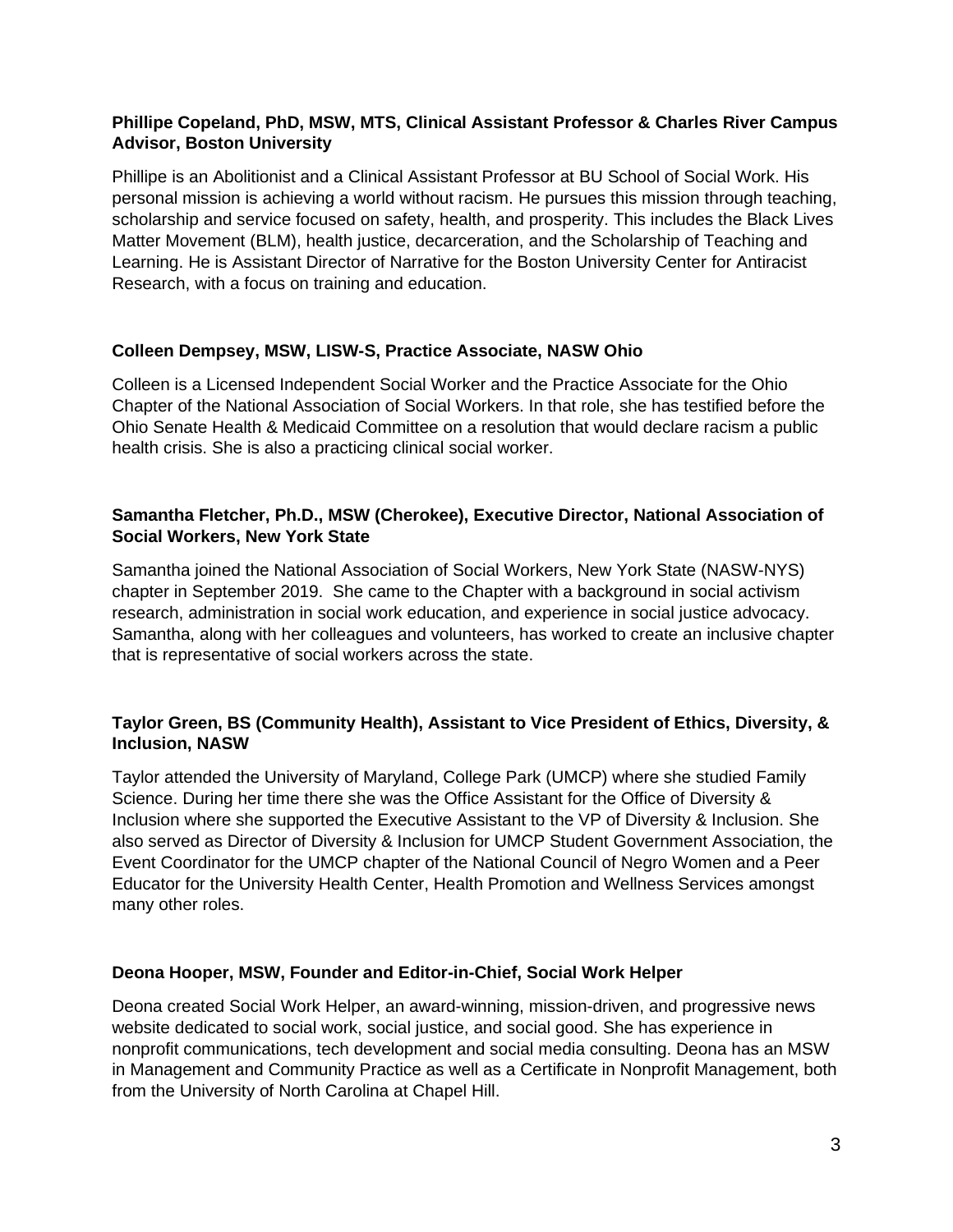**Phillipe Copeland, PhD, MSW, MTS, Clinical Assistant Professor & Charles River Campus Advisor, Boston University**

Phillipe is an Abolitionist and a Clinical Assistant Professor at BU School of Social Work. His personal mission is achieving a world without racism. He pursues this mission through teaching, scholarship and service focused on safety, health, and prosperity. This includes the Black Lives Matter Movement (BLM), health justice, decarceration, and the Scholarship of Teaching and Learning. He is Assistant Director of Narrative for the Boston University Center for Antiracist Research, with a focus on training and education.

**Colleen Dempsey, MSW, LISW-S, Practice Associate, NASW Ohio**

Colleen is a Licensed Independent Social Worker and the Practice Associate for the Ohio Chapter of the National Association of Social Workers. In that role, she has testified before the Ohio Senate Health & Medicaid Committee on a resolution that would declare racism a public health crisis. She is also a practicing clinical social worker.

**Samantha Fletcher, Ph.D., MSW (Cherokee), Executive Director, National Association of Social Workers, New York State**

Samantha joined the National Association of Social Workers, New York State (NASW-NYS) chapter in September 2019. She came to the Chapter with a background in social activism research, administration in social work education, and experience in social justice advocacy. Samantha, along with her colleagues and volunteers, has worked to create an inclusive chapter that is representative of social workers across the state.

**Taylor Green, BS (Community Health), Assistant to Vice President of Ethics, Diversity, & Inclusion, NASW**

Taylor attended the University of Maryland, College Park (UMCP) where she studied Family Science. During her time there she was the Office Assistant for the Office of Diversity & Inclusion where she supported the Executive Assistant to the VP of Diversity & Inclusion. She also served as Director of Diversity & Inclusion for UMCP Student Government Association, the Event Coordinator for the UMCP chapter of the National Council of Negro Women and a Peer Educator for the University Health Center, Health Promotion and Wellness Services amongst many other roles.

**Deona Hooper, MSW, Founder and Editor-in-Chief, Social Work Helper**

Deona created Social Work Helper, an award-winning, mission-driven, and progressive news website dedicated to social work, social justice, and social good. She has experience in nonprofit communications, tech development and social media consulting. Deona has an MSW in Management and Community Practice as well as a Certificate in Nonprofit Management, both from the University of North Carolina at Chapel Hill.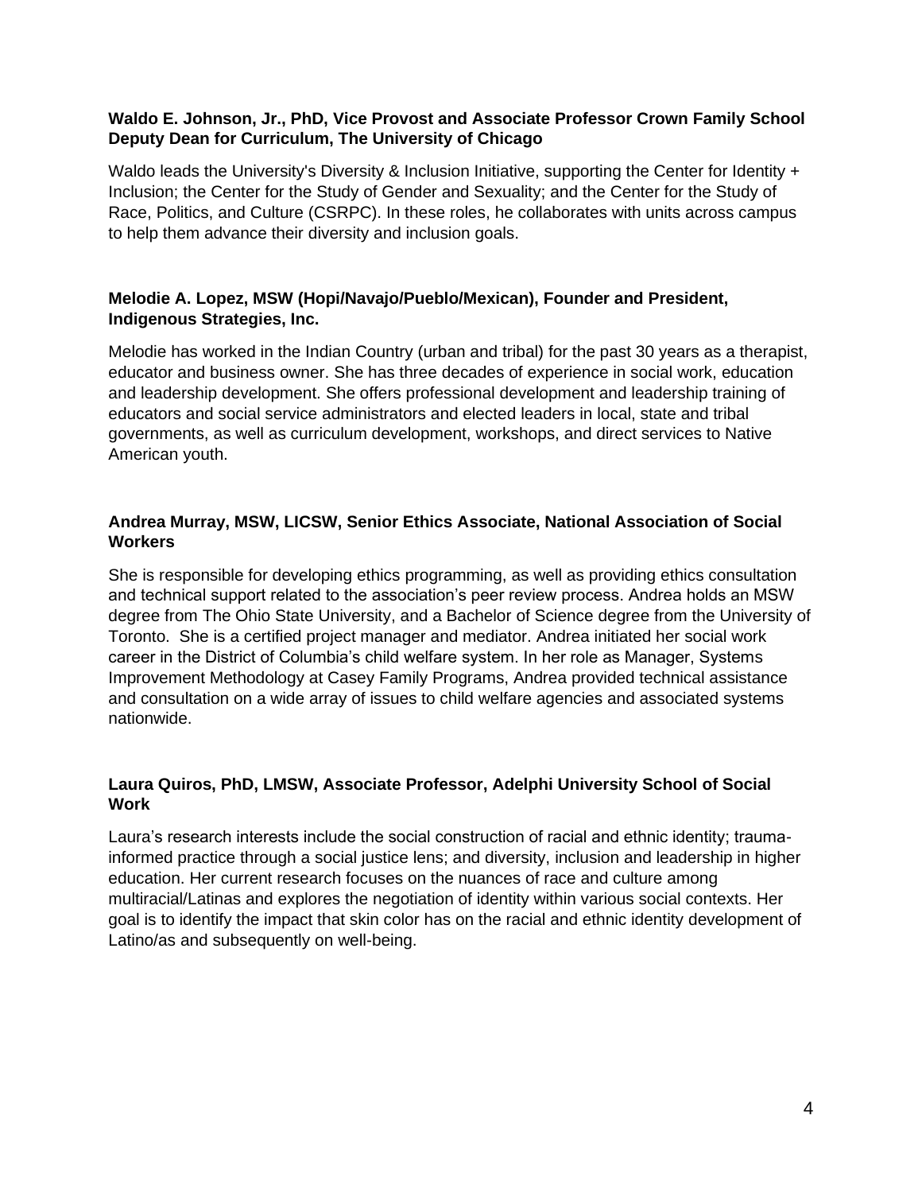**Waldo E. Johnson, Jr., PhD, Vice Provost and Associate Professor Crown Family School Deputy Dean for Curriculum, The University of Chicago**

Waldo leads the University's Diversity & Inclusion Initiative, supporting the Center for Identity + Inclusion; the Center for the Study of Gender and Sexuality; and the Center for the Study of Race, Politics, and Culture (CSRPC). In these roles, he collaborates with units across campus to help them advance their diversity and inclusion goals.

**Melodie A. Lopez, MSW (Hopi/Navajo/Pueblo/Mexican), Founder and President, Indigenous Strategies, Inc.**

Melodie has worked in the Indian Country (urban and tribal) for the past 30 years as a therapist, educator and business owner. She has three decades of experience in social work, education and leadership development. She offers professional development and leadership training of educators and social service administrators and elected leaders in local, state and tribal governments, as well as curriculum development, workshops, and direct services to Native American youth.

**Andrea Murray, MSW, LICSW, Senior Ethics Associate, National Association of Social Workers**

She is responsible for developing ethics programming, as well as providing ethics consultation and technical support related to the association's peer review process. Andrea holds an MSW degree from The Ohio State University, and a Bachelor of Science degree from the University of Toronto. She is a certified project manager and mediator. Andrea initiated her social work career in the District of Columbia's child welfare system. In her role as Manager, Systems Improvement Methodology at Casey Family Programs, Andrea provided technical assistance and consultation on a wide array of issues to child welfare agencies and associated systems nationwide.

**Laura Quiros, PhD, LMSW, Associate Professor, Adelphi University School of Social Work**

Laura's research interests include the social construction of racial and ethnic identity; trauma-informed practice through a social justice lens; and diversity, inclusion and leadership in higher education. Her current research focuses on the nuances of race and culture among multiracial/Latinas and explores the negotiation of identity within various social contexts. Her goal is to identify the impact that skin color has on the racial and ethnic identity development of Latino/as and subsequently on well-being.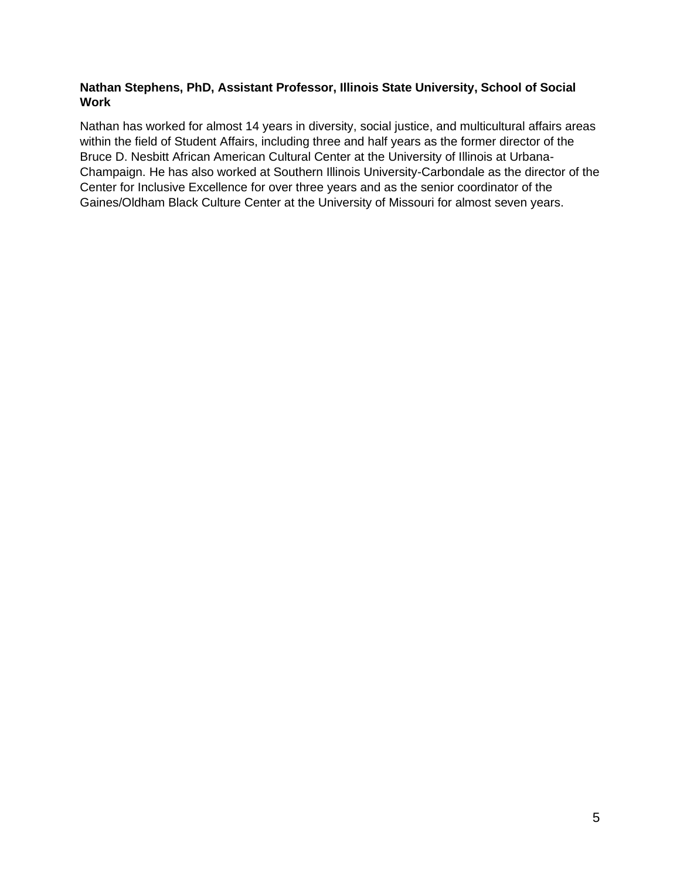**Nathan Stephens, PhD, Assistant Professor, Illinois State University, School of Social Work**

Nathan has worked for almost 14 years in diversity, social justice, and multicultural affairs areas within the field of Student Affairs, including three and half years as the former director of the Bruce D. Nesbitt African American Cultural Center at the University of Illinois at Urbana-Champaign. He has also worked at Southern Illinois University-Carbondale as the director of the Center for Inclusive Excellence for over three years and as the senior coordinator of the Gaines/Oldham Black Culture Center at the University of Missouri for almost seven years.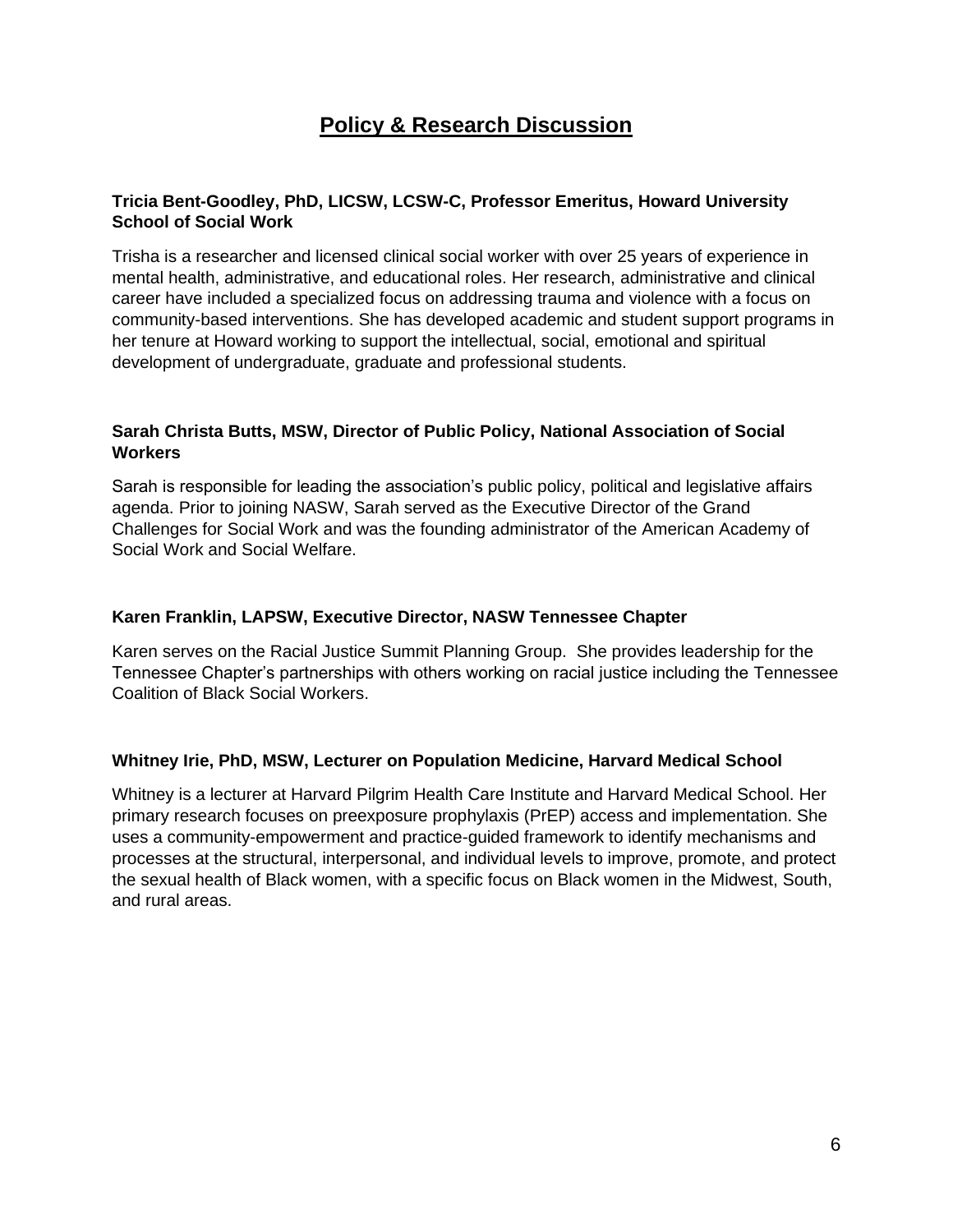# Policy & Research Discussion

**Tricia Bent-Goodley, PhD, LICSW, LCSW-C, Professor Emeritus, Howard University School of Social Work**

Trisha is a researcher and licensed clinical social worker with over 25 years of experience in mental health, administrative, and educational roles. Her research, administrative and clinical career have included a specialized focus on addressing trauma and violence with a focus on community-based interventions. She has developed academic and student support programs in her tenure at Howard working to support the intellectual, social, emotional and spiritual development of undergraduate, graduate and professional students.

**Sarah Christa Butts, MSW, Director of Public Policy, National Association of Social Workers**

Sarah is responsible for leading the association's public policy, political and legislative affairs agenda. Prior to joining NASW, Sarah served as the Executive Director of the Grand Challenges for Social Work and was the founding administrator of the American Academy of Social Work and Social Welfare.

**Karen Franklin, LAPSW, Executive Director, NASW Tennessee Chapter**

Karen serves on the Racial Justice Summit Planning Group. She provides leadership for the Tennessee Chapter's partnerships with others working on racial justice including the Tennessee Coalition of Black Social Workers.

**Whitney Irie, PhD, MSW, Lecturer on Population Medicine, Harvard Medical School**

Whitney is a lecturer at Harvard Pilgrim Health Care Institute and Harvard Medical School. Her primary research focuses on preexposure prophylaxis (PrEP) access and implementation. She uses a community-empowerment and practice-guided framework to identify mechanisms and processes at the structural, interpersonal, and individual levels to improve, promote, and protect the sexual health of Black women, with a specific focus on Black women in the Midwest, South, and rural areas.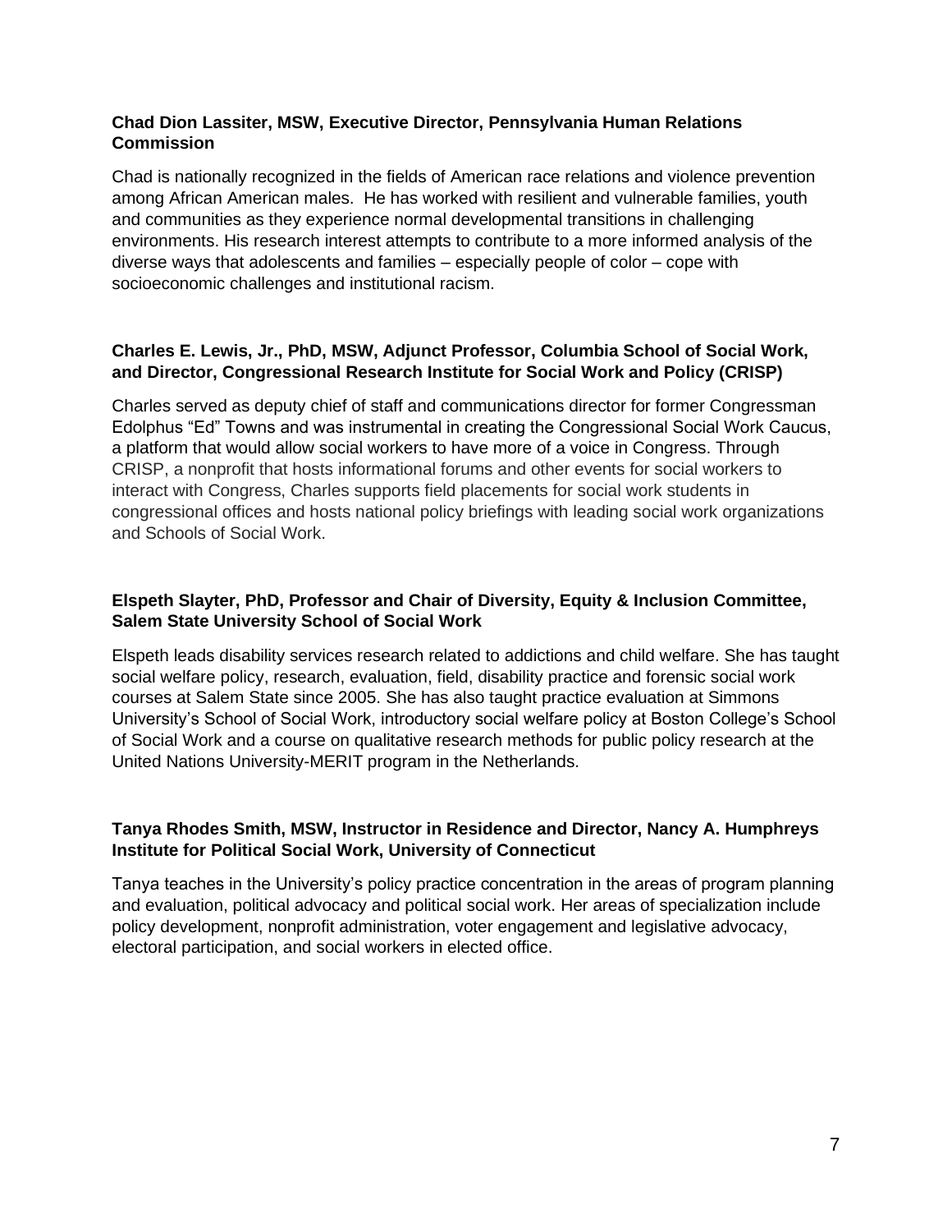**Chad Dion Lassiter, MSW, Executive Director, Pennsylvania Human Relations Commission**

Chad is nationally recognized in the fields of American race relations and violence prevention among African American males. He has worked with resilient and vulnerable families, youth and communities as they experience normal developmental transitions in challenging environments. His research interest attempts to contribute to a more informed analysis of the diverse ways that adolescents and families – especially people of color – cope with socioeconomic challenges and institutional racism.

**Charles E. Lewis, Jr., PhD, MSW, Adjunct Professor, Columbia School of Social Work, and Director, Congressional Research Institute for Social Work and Policy (CRISP)**

Charles served as deputy chief of staff and communications director for former Congressman Edolphus "Ed" Towns and was instrumental in creating the Congressional Social Work Caucus, a platform that would allow social workers to have more of a voice in Congress. Through CRISP, a nonprofit that hosts informational forums and other events for social workers to interact with Congress, Charles supports field placements for social work students in congressional offices and hosts national policy briefings with leading social work organizations and Schools of Social Work.

**Elspeth Slayter, PhD, Professor and Chair of Diversity, Equity & Inclusion Committee, Salem State University School of Social Work**

Elspeth leads disability services research related to addictions and child welfare. She has taught social welfare policy, research, evaluation, field, disability practice and forensic social work courses at Salem State since 2005. She has also taught practice evaluation at Simmons University's School of Social Work, introductory social welfare policy at Boston College's School of Social Work and a course on qualitative research methods for public policy research at the United Nations University-MERIT program in the Netherlands.

**Tanya Rhodes Smith, MSW, Instructor in Residence and Director, Nancy A. Humphreys Institute for Political Social Work, University of Connecticut**

Tanya teaches in the University's policy practice concentration in the areas of program planning and evaluation, political advocacy and political social work. Her areas of specialization include policy development, nonprofit administration, voter engagement and legislative advocacy, electoral participation, and social workers in elected office.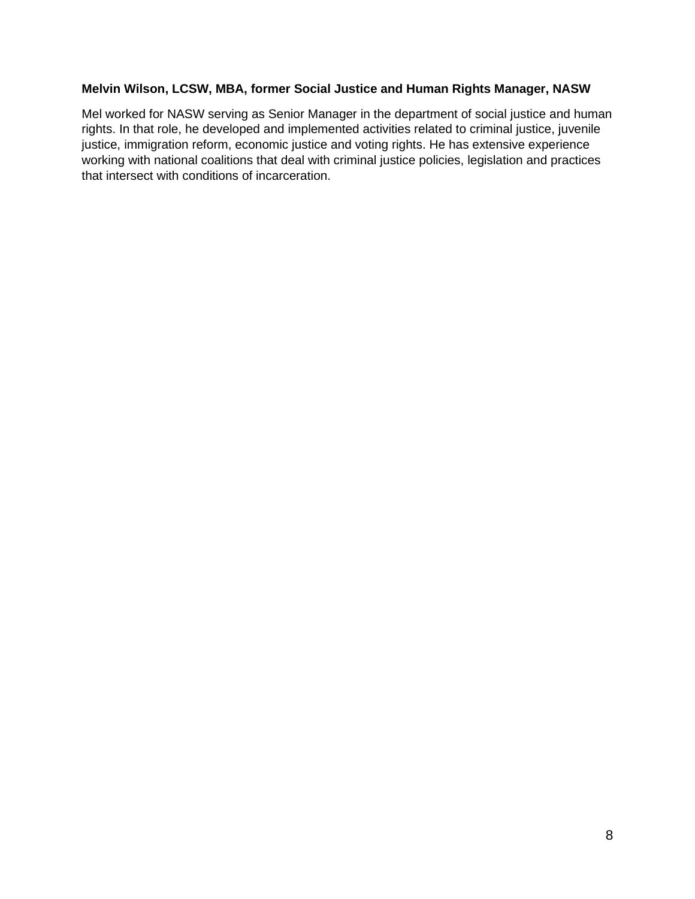**Melvin Wilson, LCSW, MBA, former Social Justice and Human Rights Manager, NASW**

Mel worked for NASW serving as Senior Manager in the department of social justice and human rights. In that role, he developed and implemented activities related to criminal justice, juvenile justice, immigration reform, economic justice and voting rights. He has extensive experience working with national coalitions that deal with criminal justice policies, legislation and practices that intersect with conditions of incarceration.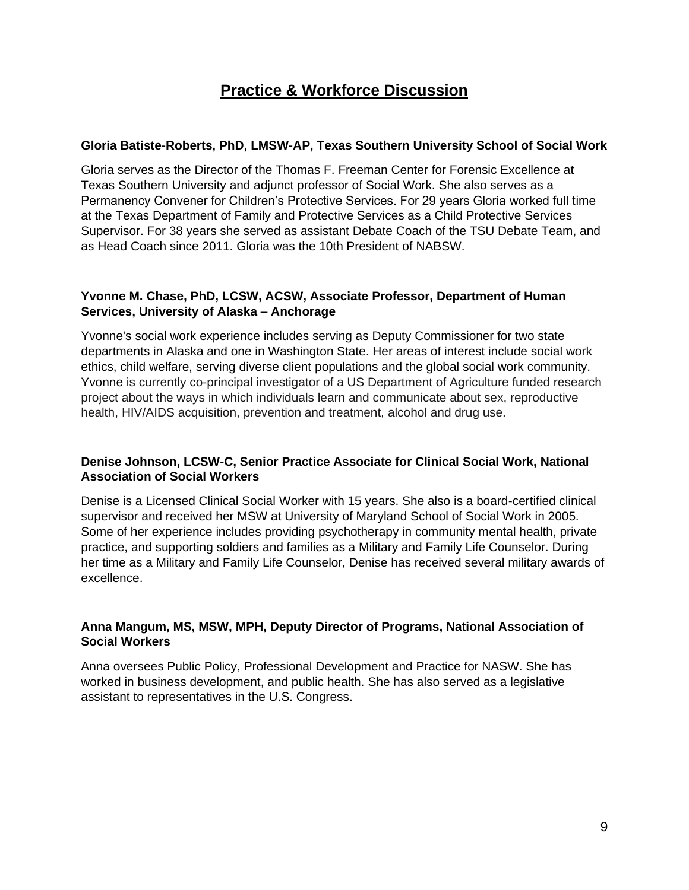# Practice & Workforce Discussion

**Gloria Batiste-Roberts, PhD, LMSW-AP, Texas Southern University School of Social Work**

Gloria serves as the Director of the Thomas F. Freeman Center for Forensic Excellence at Texas Southern University and adjunct professor of Social Work. She also serves as a Permanency Convener for Children's Protective Services. For 29 years Gloria worked full time at the Texas Department of Family and Protective Services as a Child Protective Services Supervisor. For 38 years she served as assistant Debate Coach of the TSU Debate Team, and as Head Coach since 2011. Gloria was the 10th President of NABSW.

**Yvonne M. Chase, PhD, LCSW, ACSW, Associate Professor, Department of Human Services, University of Alaska – Anchorage**

Yvonne's social work experience includes serving as Deputy Commissioner for two state departments in Alaska and one in Washington State. Her areas of interest include social work ethics, child welfare, serving diverse client populations and the global social work community. Yvonne is currently co-principal investigator of a US Department of Agriculture funded research project about the ways in which individuals learn and communicate about sex, reproductive health, HIV/AIDS acquisition, prevention and treatment, alcohol and drug use.

**Denise Johnson, LCSW-C, Senior Practice Associate for Clinical Social Work, National Association of Social Workers**

Denise is a Licensed Clinical Social Worker with 15 years. She also is a board-certified clinical supervisor and received her MSW at University of Maryland School of Social Work in 2005. Some of her experience includes providing psychotherapy in community mental health, private practice, and supporting soldiers and families as a Military and Family Life Counselor. During her time as a Military and Family Life Counselor, Denise has received several military awards of excellence.

**Anna Mangum, MS, MSW, MPH, Deputy Director of Programs, National Association of Social Workers**

Anna oversees Public Policy, Professional Development and Practice for NASW. She has worked in business development, and public health. She has also served as a legislative assistant to representatives in the U.S. Congress.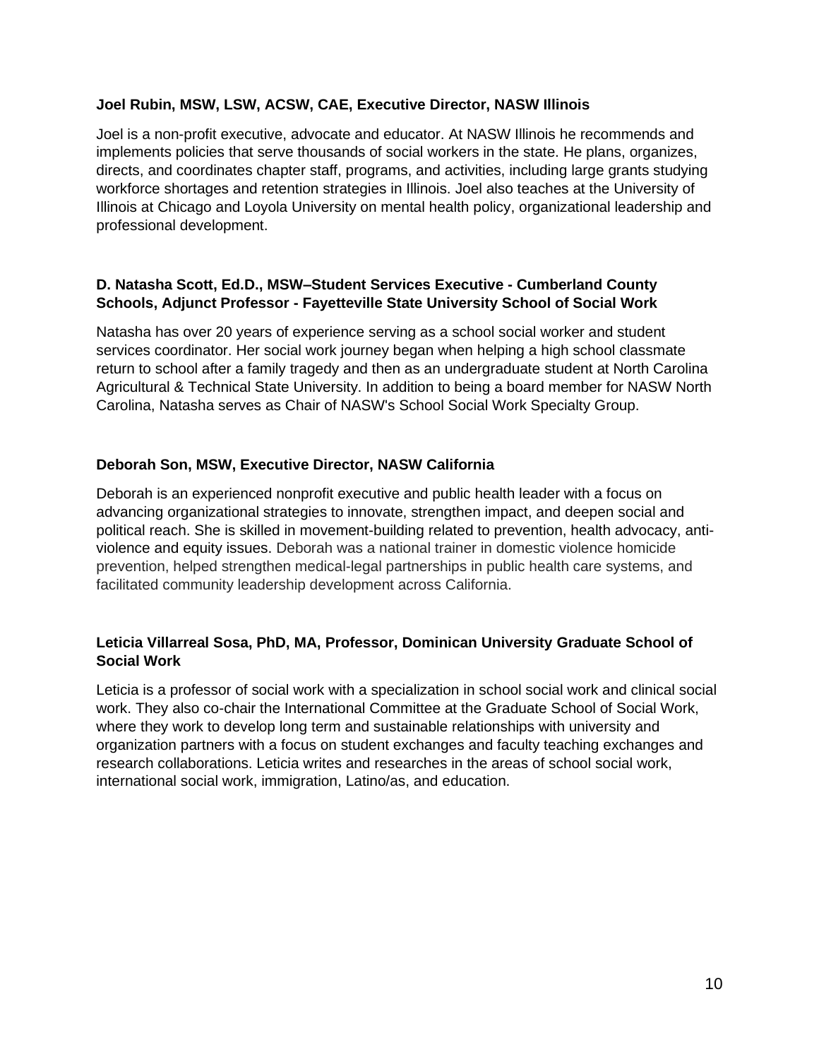**Joel Rubin, MSW, LSW, ACSW, CAE, Executive Director, NASW Illinois**

Joel is a non-profit executive, advocate and educator. At NASW Illinois he recommends and implements policies that serve thousands of social workers in the state. He plans, organizes, directs, and coordinates chapter staff, programs, and activities, including large grants studying workforce shortages and retention strategies in Illinois. Joel also teaches at the University of Illinois at Chicago and Loyola University on mental health policy, organizational leadership and professional development.

**D. Natasha Scott, Ed.D., MSW–Student Services Executive - Cumberland County Schools, Adjunct Professor - Fayetteville State University School of Social Work**

Natasha has over 20 years of experience serving as a school social worker and student services coordinator. Her social work journey began when helping a high school classmate return to school after a family tragedy and then as an undergraduate student at North Carolina Agricultural & Technical State University. In addition to being a board member for NASW North Carolina, Natasha serves as Chair of NASW's School Social Work Specialty Group.

**Deborah Son, MSW, Executive Director, NASW California**

Deborah is an experienced nonprofit executive and public health leader with a focus on advancing organizational strategies to innovate, strengthen impact, and deepen social and political reach. She is skilled in movement-building related to prevention, health advocacy, anti-violence and equity issues. Deborah was a national trainer in domestic violence homicide prevention, helped strengthen medical-legal partnerships in public health care systems, and facilitated community leadership development across California.

**Leticia Villarreal Sosa, PhD, MA, Professor, Dominican University Graduate School of Social Work**

Leticia is a professor of social work with a specialization in school social work and clinical social work. They also co-chair the International Committee at the Graduate School of Social Work, where they work to develop long term and sustainable relationships with university and organization partners with a focus on student exchanges and faculty teaching exchanges and research collaborations. Leticia writes and researches in the areas of school social work, international social work, immigration, Latino/as, and education.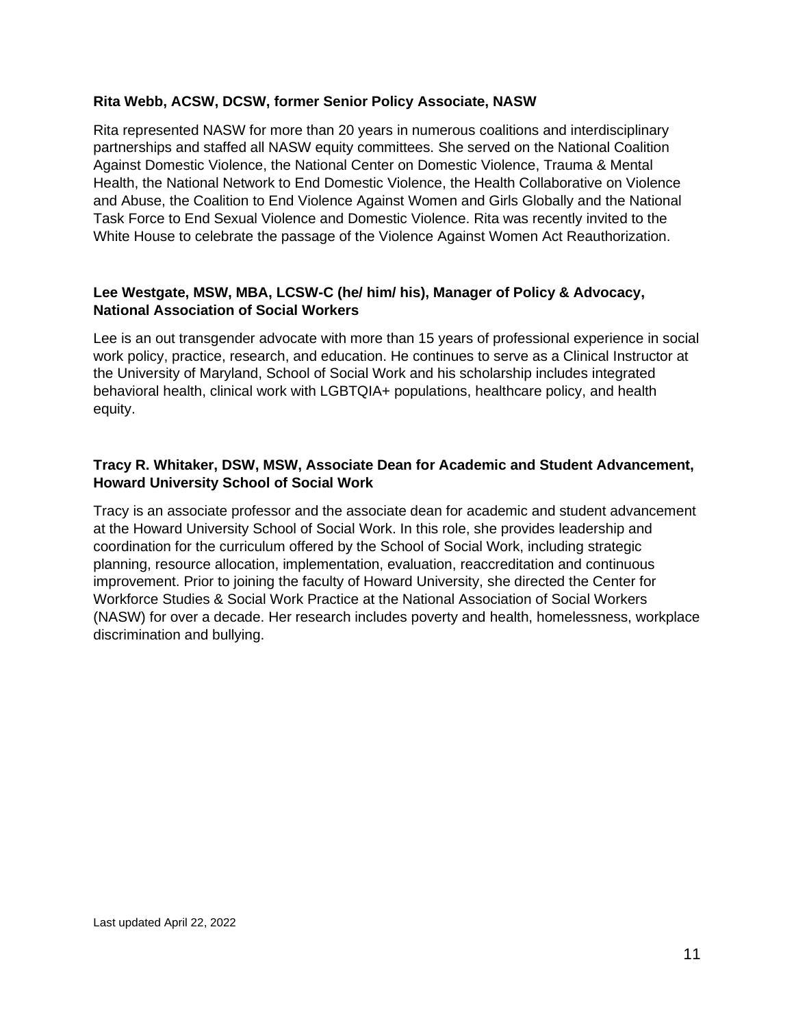**Rita Webb, ACSW, DCSW, former Senior Policy Associate, NASW**

Rita represented NASW for more than 20 years in numerous coalitions and interdisciplinary partnerships and staffed all NASW equity committees. She served on the National Coalition Against Domestic Violence, the National Center on Domestic Violence, Trauma & Mental Health, the National Network to End Domestic Violence, the Health Collaborative on Violence and Abuse, the Coalition to End Violence Against Women and Girls Globally and the National Task Force to End Sexual Violence and Domestic Violence. Rita was recently invited to the White House to celebrate the passage of the Violence Against Women Act Reauthorization.

**Lee Westgate, MSW, MBA, LCSW-C (he/ him/ his), Manager of Policy & Advocacy, National Association of Social Workers**

Lee is an out transgender advocate with more than 15 years of professional experience in social work policy, practice, research, and education. He continues to serve as a Clinical Instructor at the University of Maryland, School of Social Work and his scholarship includes integrated behavioral health, clinical work with LGBTQIA+ populations, healthcare policy, and health equity.

**Tracy R. Whitaker, DSW, MSW, Associate Dean for Academic and Student Advancement, Howard University School of Social Work**

Tracy is an associate professor and the associate dean for academic and student advancement at the Howard University School of Social Work. In this role, she provides leadership and coordination for the curriculum offered by the School of Social Work, including strategic planning, resource allocation, implementation, evaluation, reaccreditation and continuous improvement. Prior to joining the faculty of Howard University, she directed the Center for Workforce Studies & Social Work Practice at the National Association of Social Workers (NASW) for over a decade. Her research includes poverty and health, homelessness, workplace discrimination and bullying.

Last updated April 22, 2022